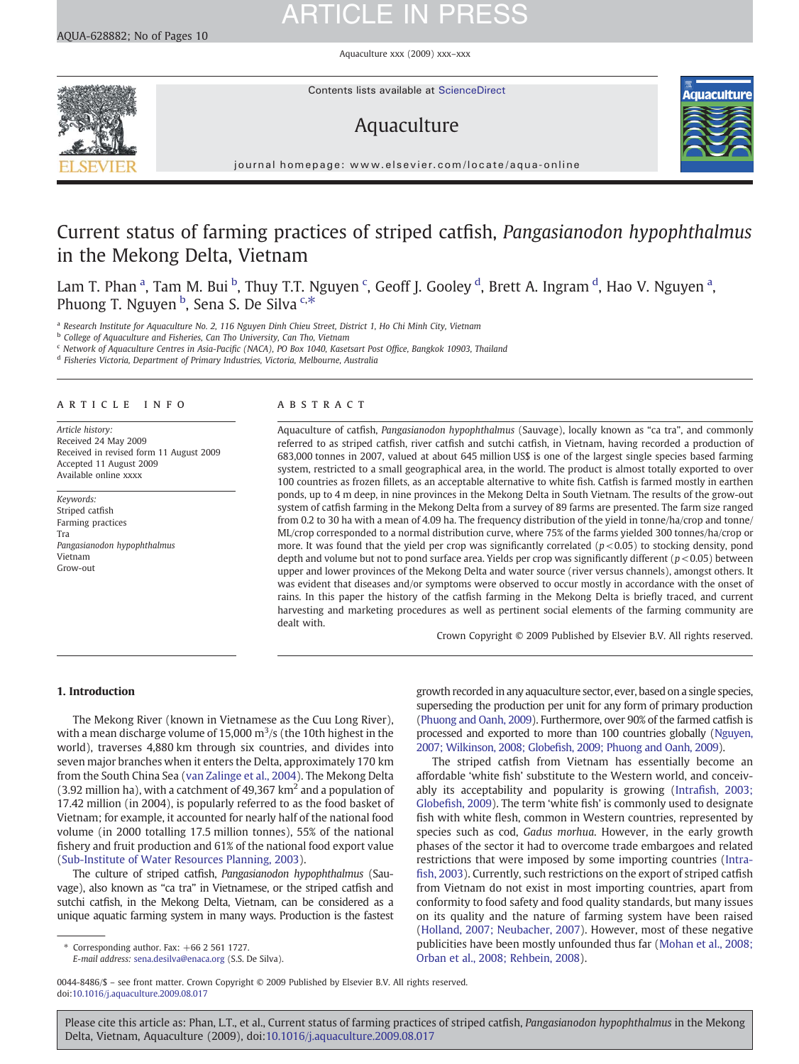# Current status of farming practices of striped catfish, *Pangasianodon hypophthalmus* in the Mekong Delta, Vietnam

Lam T. Phan [a], Tam M. Bui [b], Thuy T.T. Nguyen [c], Geoff J. Gooley [d], Brett A. Ingram [d], Hao V. Nguyen [a], Phuong T. Nguyen [b], Sena S. De Silva [c,*]

[a] Research Institute for Aquaculture No. 2, 116 Nguyen Dinh Chieu Street, District 1, Ho Chi Minh City, Vietnam
[b] College of Aquaculture and Fisheries, Can Tho University, Can Tho, Vietnam
[c] Network of Aquaculture Centres in Asia-Pacific (NACA), PO Box 1040, Kasetsart Post Office, Bangkok 10903, Thailand
[d] Fisheries Victoria, Department of Primary Industries, Victoria, Melbourne, Australia

## ARTICLE INFO

*Article history:*
Received 24 May 2009
Received in revised form 11 August 2009
Accepted 11 August 2009
Available online xxxx

*Keywords:*
Striped catfish
Farming practices
Tra
*Pangasianodon hypophthalmus*
Vietnam
Grow-out

## ABSTRACT

Aquaculture of catfish, *Pangasianodon hypophthalmus* (Sauvage), locally known as "ca tra", and commonly referred to as striped catfish, river catfish and sutchi catfish, in Vietnam, having recorded a production of 683,000 tonnes in 2007, valued at about 645 million US$ is one of the largest single species based farming system, restricted to a small geographical area, in the world. The product is almost totally exported to over 100 countries as frozen fillets, as an acceptable alternative to white fish. Catfish is farmed mostly in earthen ponds, up to 4 m deep, in nine provinces in the Mekong Delta in South Vietnam. The results of the grow-out system of catfish farming in the Mekong Delta from a survey of 89 farms are presented. The farm size ranged from 0.2 to 30 ha with a mean of 4.09 ha. The frequency distribution of the yield in tonne/ha/crop and tonne/ML/crop corresponded to a normal distribution curve, where 75% of the farms yielded 300 tonnes/ha/crop or more. It was found that the yield per crop was significantly correlated ($p<0.05$) to stocking density, pond depth and volume but not to pond surface area. Yields per crop was significantly different ($p<0.05$) between upper and lower provinces of the Mekong Delta and water source (river versus channels), amongst others. It was evident that diseases and/or symptoms were observed to occur mostly in accordance with the onset of rains. In this paper the history of the catfish farming in the Mekong Delta is briefly traced, and current harvesting and marketing procedures as well as pertinent social elements of the farming community are dealt with.

Crown Copyright © 2009 Published by Elsevier B.V. All rights reserved.

## 1. Introduction

The Mekong River (known in Vietnamese as the Cuu Long River), with a mean discharge volume of 15,000 $m^3$/s (the 10th highest in the world), traverses 4,880 km through six countries, and divides into seven major branches when it enters the Delta, approximately 170 km from the South China Sea (van Zalinge et al., 2004). The Mekong Delta (3.92 million ha), with a catchment of 49,367 $km^2$ and a population of 17.42 million (in 2004), is popularly referred to as the food basket of Vietnam; for example, it accounted for nearly half of the national food volume (in 2000 totalling 17.5 million tonnes), 55% of the national fishery and fruit production and 61% of the national food export value (Sub-Institute of Water Resources Planning, 2003).

The culture of striped catfish, *Pangasianodon hypophthalmus* (Sauvage), also known as "ca tra" in Vietnamese, or the striped catfish and sutchi catfish, in the Mekong Delta, Vietnam, can be considered as a unique aquatic farming system in many ways. Production is the fastest growth recorded in any aquaculture sector, ever, based on a single species, superseding the production per unit for any form of primary production (Phuong and Oanh, 2009). Furthermore, over 90% of the farmed catfish is processed and exported to more than 100 countries globally (Nguyen, 2007; Wilkinson, 2008; Globefish, 2009; Phuong and Oanh, 2009).

The striped catfish from Vietnam has essentially become an affordable 'white fish' substitute to the Western world, and conceivably its acceptability and popularity is growing (Intrafish, 2003; Globefish, 2009). The term 'white fish' is commonly used to designate fish with white flesh, common in Western countries, represented by species such as cod, *Gadus morhua*. However, in the early growth phases of the sector it had to overcome trade embargoes and related restrictions that were imposed by some importing countries (Intrafish, 2003). Currently, such restrictions on the export of striped catfish from Vietnam do not exist in most importing countries, apart from conformity to food safety and food quality standards, but many issues on its quality and the nature of farming system have been raised (Holland, 2007; Neubacher, 2007). However, most of these negative publicities have been mostly unfounded thus far (Mohan et al., 2008; Orban et al., 2008; Rehbein, 2008).

* Corresponding author. Fax: +66 2 561 1727.
*E-mail address:* sena.desilva@enaca.org (S.S. De Silva).

0044-8486/$ – see front matter. Crown Copyright © 2009 Published by Elsevier B.V. All rights reserved.
doi:10.1016/j.aquaculture.2009.08.017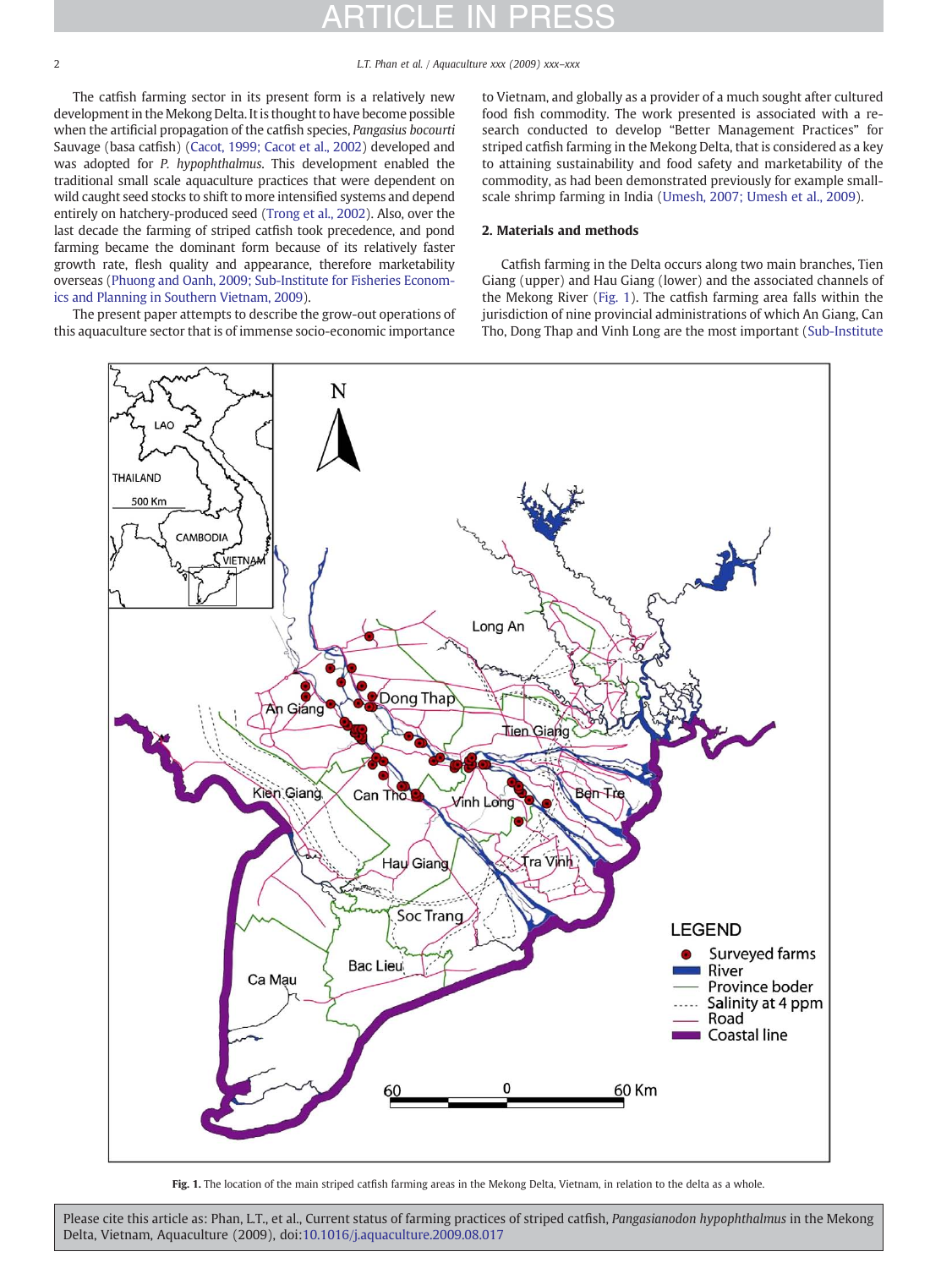The catfish farming sector in its present form is a relatively new development in the Mekong Delta. It is thought to have become possible when the artificial propagation of the catfish species, *Pangasius bocourti* Sauvage (basa catfish) (Cacot, 1999; Cacot et al., 2002) developed and was adopted for *P. hypophthalmus*. This development enabled the traditional small scale aquaculture practices that were dependent on wild caught seed stocks to shift to more intensified systems and depend entirely on hatchery-produced seed (Trong et al., 2002). Also, over the last decade the farming of striped catfish took precedence, and pond farming became the dominant form because of its relatively faster growth rate, flesh quality and appearance, therefore marketability overseas (Phuong and Oanh, 2009; Sub-Institute for Fisheries Economics and Planning in Southern Vietnam, 2009).

The present paper attempts to describe the grow-out operations of this aquaculture sector that is of immense socio-economic importance to Vietnam, and globally as a provider of a much sought after cultured food fish commodity. The work presented is associated with a research conducted to develop "Better Management Practices" for striped catfish farming in the Mekong Delta, that is considered as a key to attaining sustainability and food safety and marketability of the commodity, as had been demonstrated previously for example small-scale shrimp farming in India (Umesh, 2007; Umesh et al., 2009).

## 2. Materials and methods

Catfish farming in the Delta occurs along two main branches, Tien Giang (upper) and Hau Giang (lower) and the associated channels of the Mekong River (Fig. 1). The catfish farming area falls within the jurisdiction of nine provincial administrations of which An Giang, Can Tho, Dong Thap and Vinh Long are the most important (Sub-Institute

**Fig. 1.** The location of the main striped catfish farming areas in the Mekong Delta, Vietnam, in relation to the delta as a whole.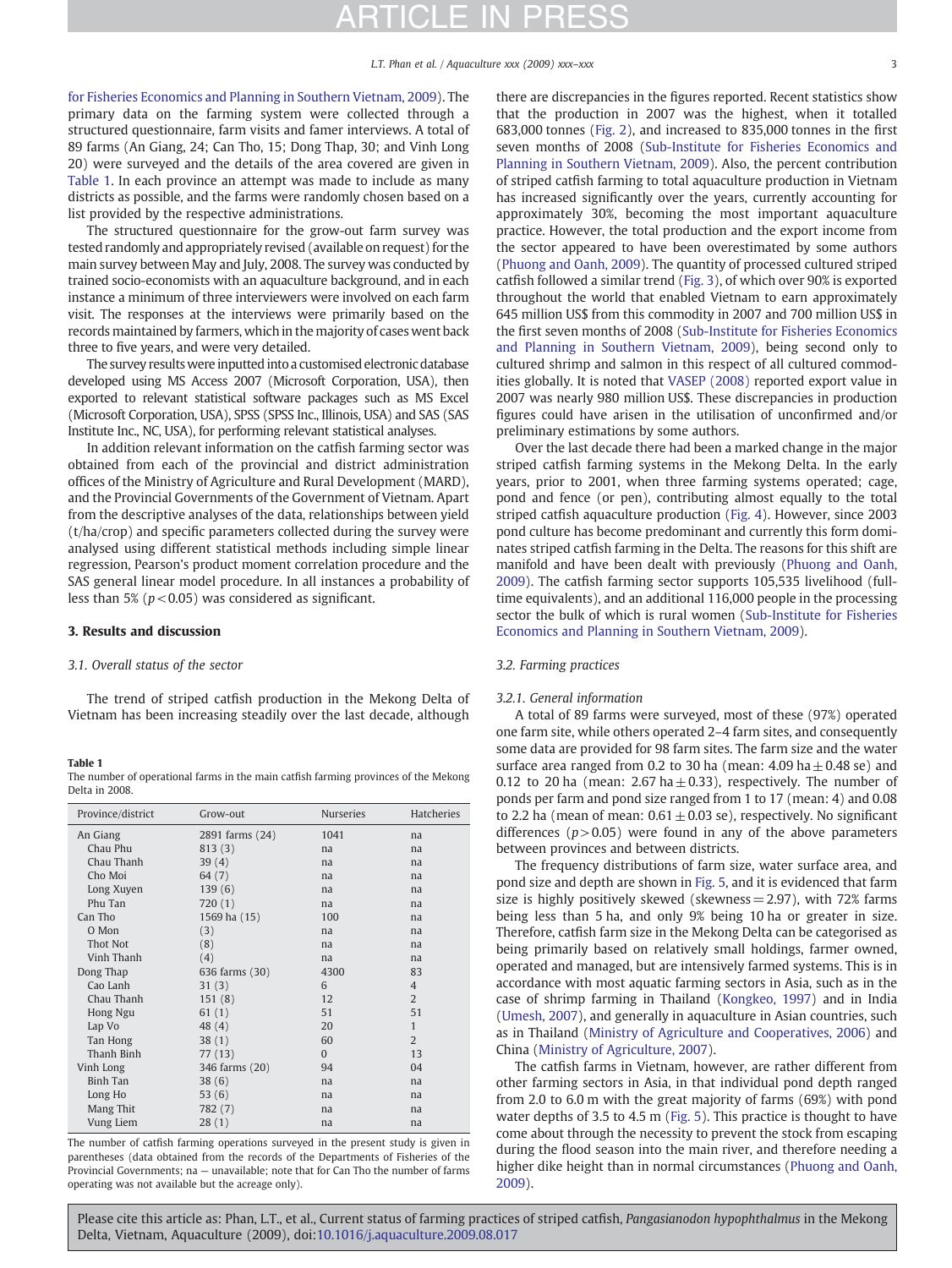for Fisheries Economics and Planning in Southern Vietnam, 2009). The primary data on the farming system were collected through a structured questionnaire, farm visits and famer interviews. A total of 89 farms (An Giang, 24; Can Tho, 15; Dong Thap, 30; and Vinh Long 20) were surveyed and the details of the area covered are given in Table 1. In each province an attempt was made to include as many districts as possible, and the farms were randomly chosen based on a list provided by the respective administrations.

The structured questionnaire for the grow-out farm survey was tested randomly and appropriately revised (available on request) for the main survey between May and July, 2008. The survey was conducted by trained socio-economists with an aquaculture background, and in each instance a minimum of three interviewers were involved on each farm visit. The responses at the interviews were primarily based on the records maintained by farmers, which in the majority of cases went back three to five years, and were very detailed.

The survey results were inputted into a customised electronic database developed using MS Access 2007 (Microsoft Corporation, USA), then exported to relevant statistical software packages such as MS Excel (Microsoft Corporation, USA), SPSS (SPSS Inc., Illinois, USA) and SAS (SAS Institute Inc., NC, USA), for performing relevant statistical analyses.

In addition relevant information on the catfish farming sector was obtained from each of the provincial and district administration offices of the Ministry of Agriculture and Rural Development (MARD), and the Provincial Governments of the Government of Vietnam. Apart from the descriptive analyses of the data, relationships between yield (t/ha/crop) and specific parameters collected during the survey were analysed using different statistical methods including simple linear regression, Pearson's product moment correlation procedure and the SAS general linear model procedure. In all instances a probability of less than 5% ($p < 0.05$) was considered as significant.

## 3. Results and discussion

### 3.1. Overall status of the sector

The trend of striped catfish production in the Mekong Delta of Vietnam has been increasing steadily over the last decade, although there are discrepancies in the figures reported. Recent statistics show that the production in 2007 was the highest, when it totalled 683,000 tonnes (Fig. 2), and increased to 835,000 tonnes in the first seven months of 2008 (Sub-Institute for Fisheries Economics and Planning in Southern Vietnam, 2009). Also, the percent contribution of striped catfish farming to total aquaculture production in Vietnam has increased significantly over the years, currently accounting for approximately 30%, becoming the most important aquaculture practice. However, the total production and the export income from the sector appeared to have been overestimated by some authors (Phuong and Oanh, 2009). The quantity of processed cultured striped catfish followed a similar trend (Fig. 3), of which over 90% is exported throughout the world that enabled Vietnam to earn approximately 645 million US$ from this commodity in 2007 and 700 million US$ in the first seven months of 2008 (Sub-Institute for Fisheries Economics and Planning in Southern Vietnam, 2009), being second only to cultured shrimp and salmon in this respect of all cultured commodities globally. It is noted that VASEP (2008) reported export value in 2007 was nearly 980 million US$. These discrepancies in production figures could have arisen in the utilisation of unconfirmed and/or preliminary estimations by some authors.

Over the last decade there had been a marked change in the major striped catfish farming systems in the Mekong Delta. In the early years, prior to 2001, when three farming systems operated; cage, pond and fence (or pen), contributing almost equally to the total striped catfish aquaculture production (Fig. 4). However, since 2003 pond culture has become predominant and currently this form dominates striped catfish farming in the Delta. The reasons for this shift are manifold and have been dealt with previously (Phuong and Oanh, 2009). The catfish farming sector supports 105,535 livelihood (full-time equivalents), and an additional 116,000 people in the processing sector the bulk of which is rural women (Sub-Institute for Fisheries Economics and Planning in Southern Vietnam, 2009).

**Table 1**
The number of operational farms in the main catfish farming provinces of the Mekong Delta in 2008.

| Province/district | Grow-out | Nurseries | Hatcheries |
|---|---|---|---|
| An Giang | 2891 farms (24) | 1041 | na |
| Chau Phu | 813 (3) | na | na |
| Chau Thanh | 39 (4) | na | na |
| Cho Moi | 64 (7) | na | na |
| Long Xuyen | 139 (6) | na | na |
| Phu Tan | 720 (1) | na | na |
| Can Tho | 1569 ha (15) | 100 | na |
| O Mon | (3) | na | na |
| Thot Not | (8) | na | na |
| Vinh Thanh | (4) | na | na |
| Dong Thap | 636 farms (30) | 4300 | 83 |
| Cao Lanh | 31 (3) | 6 | 4 |
| Chau Thanh | 151 (8) | 12 | 2 |
| Hong Ngu | 61 (1) | 51 | 51 |
| Lap Vo | 48 (4) | 20 | 1 |
| Tan Hong | 38 (1) | 60 | 2 |
| Thanh Binh | 77 (13) | 0 | 13 |
| Vinh Long | 346 farms (20) | 94 | 04 |
| Binh Tan | 38 (6) | na | na |
| Long Ho | 53 (6) | na | na |
| Mang Thit | 782 (7) | na | na |
| Vung Liem | 28 (1) | na | na |

The number of catfish farming operations surveyed in the present study is given in parentheses (data obtained from the records of the Departments of Fisheries of the Provincial Governments; na — unavailable; note that for Can Tho the number of farms operating was not available but the acreage only).

### 3.2. Farming practices

#### 3.2.1. General information

A total of 89 farms were surveyed, most of these (97%) operated one farm site, while others operated 2–4 farm sites, and consequently some data are provided for 98 farm sites. The farm size and the water surface area ranged from 0.2 to 30 ha (mean: 4.09 ha ± 0.48 se) and 0.12 to 20 ha (mean: 2.67 ha ± 0.33), respectively. The number of ponds per farm and pond size ranged from 1 to 17 (mean: 4) and 0.08 to 2.2 ha (mean of mean: 0.61 ± 0.03 se), respectively. No significant differences ($p > 0.05$) were found in any of the above parameters between provinces and between districts.

The frequency distributions of farm size, water surface area, and pond size and depth are shown in Fig. 5, and it is evidenced that farm size is highly positively skewed (skewness = 2.97), with 72% farms being less than 5 ha, and only 9% being 10 ha or greater in size. Therefore, catfish farm size in the Mekong Delta can be categorised as being primarily based on relatively small holdings, farmer owned, operated and managed, but are intensively farmed systems. This is in accordance with most aquatic farming sectors in Asia, such as in the case of shrimp farming in Thailand (Kongkeo, 1997) and in India (Umesh, 2007), and generally in aquaculture in Asian countries, such as in Thailand (Ministry of Agriculture and Cooperatives, 2006) and China (Ministry of Agriculture, 2007).

The catfish farms in Vietnam, however, are rather different from other farming sectors in Asia, in that individual pond depth ranged from 2.0 to 6.0 m with the great majority of farms (69%) with pond water depths of 3.5 to 4.5 m (Fig. 5). This practice is thought to have come about through the necessity to prevent the stock from escaping during the flood season into the main river, and therefore needing a higher dike height than in normal circumstances (Phuong and Oanh, 2009).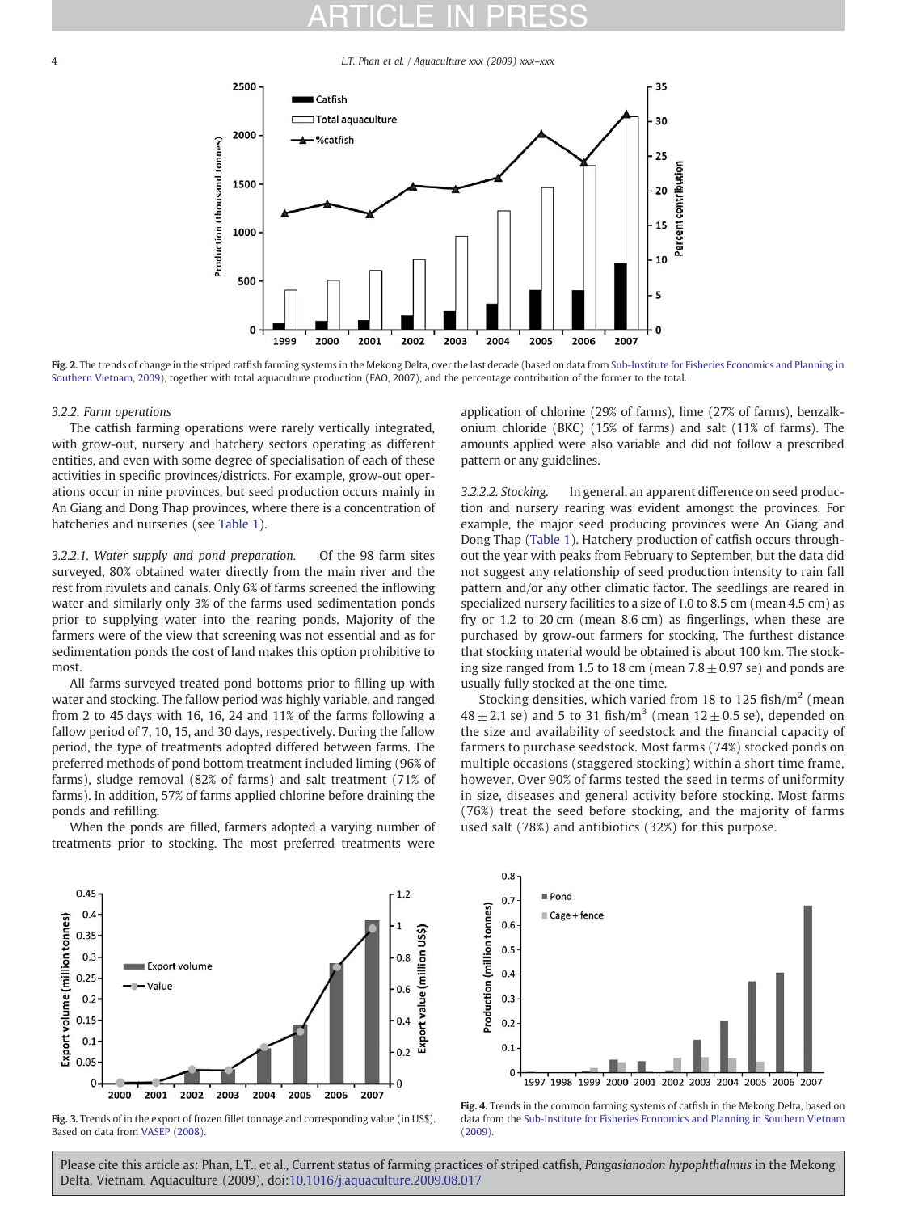Fig. 2. The trends of change in the striped catfish farming systems in the Mekong Delta, over the last decade (based on data from Sub-Institute for Fisheries Economics and Planning in Southern Vietnam, 2009), together with total aquaculture production (FAO, 2007), and the percentage contribution of the former to the total.

#### 3.2.2. Farm operations

The catfish farming operations were rarely vertically integrated, with grow-out, nursery and hatchery sectors operating as different entities, and even with some degree of specialisation of each of these activities in specific provinces/districts. For example, grow-out operations occur in nine provinces, but seed production occurs mainly in An Giang and Dong Thap provinces, where there is a concentration of hatcheries and nurseries (see Table 1).

*3.2.2.1. Water supply and pond preparation.* Of the 98 farm sites surveyed, 80% obtained water directly from the main river and the rest from rivulets and canals. Only 6% of farms screened the inflowing water and similarly only 3% of the farms used sedimentation ponds prior to supplying water into the rearing ponds. Majority of the farmers were of the view that screening was not essential and as for sedimentation ponds the cost of land makes this option prohibitive to most.

All farms surveyed treated pond bottoms prior to filling up with water and stocking. The fallow period was highly variable, and ranged from 2 to 45 days with 16, 16, 24 and 11% of the farms following a fallow period of 7, 10, 15, and 30 days, respectively. During the fallow period, the type of treatments adopted differed between farms. The preferred methods of pond bottom treatment included liming (96% of farms), sludge removal (82% of farms) and salt treatment (71% of farms). In addition, 57% of farms applied chlorine before draining the ponds and refilling.

When the ponds are filled, farmers adopted a varying number of treatments prior to stocking. The most preferred treatments were application of chlorine (29% of farms), lime (27% of farms), benzalkonium chloride (BKC) (15% of farms) and salt (11% of farms). The amounts applied were also variable and did not follow a prescribed pattern or any guidelines.

*3.2.2.2. Stocking.* In general, an apparent difference on seed production and nursery rearing was evident amongst the provinces. For example, the major seed producing provinces were An Giang and Dong Thap (Table 1). Hatchery production of catfish occurs throughout the year with peaks from February to September, but the data did not suggest any relationship of seed production intensity to rain fall pattern and/or any other climatic factor. The seedlings are reared in specialized nursery facilities to a size of 1.0 to 8.5 cm (mean 4.5 cm) as fry or 1.2 to 20 cm (mean 8.6 cm) as fingerlings, when these are purchased by grow-out farmers for stocking. The furthest distance that stocking material would be obtained is about 100 km. The stocking size ranged from 1.5 to 18 cm (mean $7.8 \pm 0.97$ se) and ponds are usually fully stocked at the one time.

Stocking densities, which varied from 18 to 125 fish/m$^2$ (mean $48 \pm 2.1$ se) and 5 to 31 fish/m$^3$ (mean $12 \pm 0.5$ se), depended on the size and availability of seedstock and the financial capacity of farmers to purchase seedstock. Most farms (74%) stocked ponds on multiple occasions (staggered stocking) within a short time frame, however. Over 90% of farms tested the seed in terms of uniformity in size, diseases and general activity before stocking. Most farms (76%) treat the seed before stocking, and the majority of farms used salt (78%) and antibiotics (32%) for this purpose.

Fig. 3. Trends of in the export of frozen fillet tonnage and corresponding value (in US$). Based on data from VASEP (2008).

Fig. 4. Trends in the common farming systems of catfish in the Mekong Delta, based on data from the Sub-Institute for Fisheries Economics and Planning in Southern Vietnam (2009).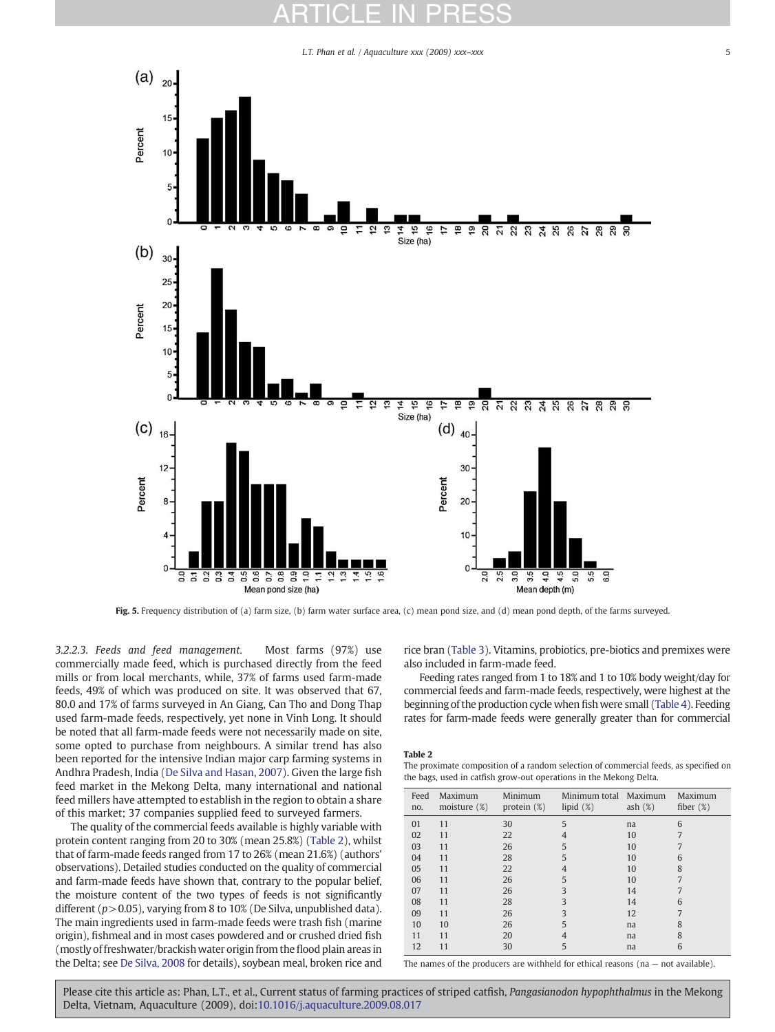Fig. 5. Frequency distribution of (a) farm size, (b) farm water surface area, (c) mean pond size, and (d) mean pond depth, of the farms surveyed.

*3.2.2.3. Feeds and feed management.* Most farms (97%) use commercially made feed, which is purchased directly from the feed mills or from local merchants, while, 37% of farms used farm-made feeds, 49% of which was produced on site. It was observed that 67, 80.0 and 17% of farms surveyed in An Giang, Can Tho and Dong Thap used farm-made feeds, respectively, yet none in Vinh Long. It should be noted that all farm-made feeds were not necessarily made on site, some opted to purchase from neighbours. A similar trend has also been reported for the intensive Indian major carp farming systems in Andhra Pradesh, India (De Silva and Hasan, 2007). Given the large fish feed market in the Mekong Delta, many international and national feed millers have attempted to establish in the region to obtain a share of this market; 37 companies supplied feed to surveyed farmers.

The quality of the commercial feeds available is highly variable with protein content ranging from 20 to 30% (mean 25.8%) (Table 2), whilst that of farm-made feeds ranged from 17 to 26% (mean 21.6%) (authors' observations). Detailed studies conducted on the quality of commercial and farm-made feeds have shown that, contrary to the popular belief, the moisture content of the two types of feeds is not significantly different ($p > 0.05$), varying from 8 to 10% (De Silva, unpublished data). The main ingredients used in farm-made feeds were trash fish (marine origin), fishmeal and in most cases powdered and or crushed dried fish (mostly of freshwater/brackish water origin from the flood plain areas in the Delta; see De Silva, 2008 for details), soybean meal, broken rice and rice bran (Table 3). Vitamins, probiotics, pre-biotics and premixes were also included in farm-made feed.

Feeding rates ranged from 1 to 18% and 1 to 10% body weight/day for commercial feeds and farm-made feeds, respectively, were highest at the beginning of the production cycle when fish were small (Table 4). Feeding rates for farm-made feeds were generally greater than for commercial

**Table 2**
The proximate composition of a random selection of commercial feeds, as specified on the bags, used in catfish grow-out operations in the Mekong Delta.

| Feed no. | Maximum moisture (%) | Minimum protein (%) | Minimum total lipid (%) | Maximum ash (%) | Maximum fiber (%) |
|---|---|---|---|---|---|
| 01 | 11 | 30 | 5 | na | 6 |
| 02 | 11 | 22 | 4 | 10 | 7 |
| 03 | 11 | 26 | 5 | 10 | 7 |
| 04 | 11 | 28 | 5 | 10 | 6 |
| 05 | 11 | 22 | 4 | 10 | 8 |
| 06 | 11 | 26 | 5 | 10 | 7 |
| 07 | 11 | 26 | 3 | 14 | 7 |
| 08 | 11 | 28 | 3 | 14 | 6 |
| 09 | 11 | 26 | 3 | 12 | 7 |
| 10 | 10 | 26 | 5 | na | 8 |
| 11 | 11 | 20 | 4 | na | 8 |
| 12 | 11 | 30 | 5 | na | 6 |

The names of the producers are withheld for ethical reasons (na — not available).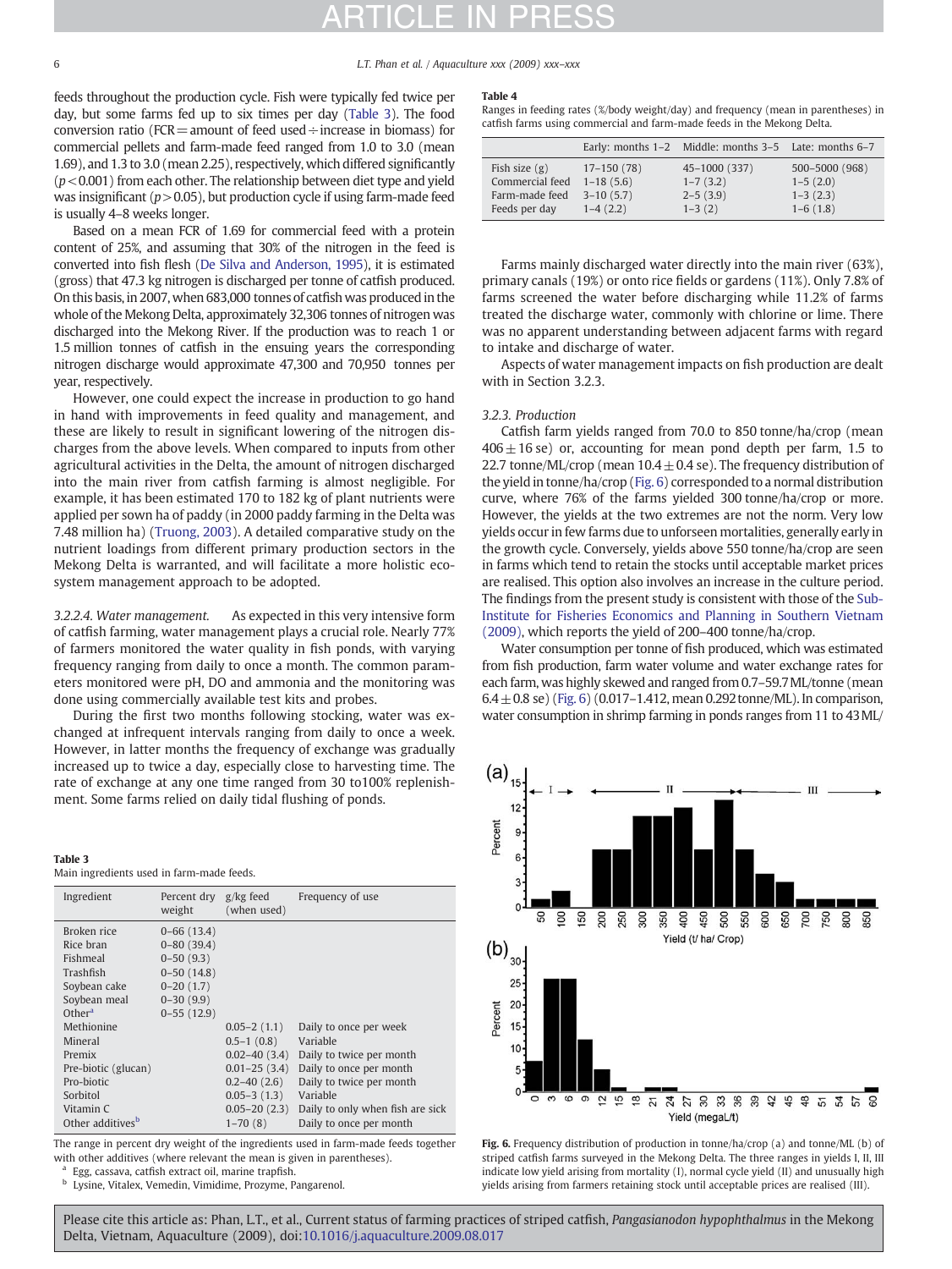feeds throughout the production cycle. Fish were typically fed twice per day, but some farms fed up to six times per day (Table 3). The food conversion ratio (FCR = amount of feed used ÷ increase in biomass) for commercial pellets and farm-made feed ranged from 1.0 to 3.0 (mean 1.69), and 1.3 to 3.0 (mean 2.25), respectively, which differed significantly ($p < 0.001$) from each other. The relationship between diet type and yield was insignificant ($p > 0.05$), but production cycle if using farm-made feed is usually 4–8 weeks longer.

Based on a mean FCR of 1.69 for commercial feed with a protein content of 25%, and assuming that 30% of the nitrogen in the feed is converted into fish flesh (De Silva and Anderson, 1995), it is estimated (gross) that 47.3 kg nitrogen is discharged per tonne of catfish produced. On this basis, in 2007, when 683,000 tonnes of catfish was produced in the whole of the Mekong Delta, approximately 32,306 tonnes of nitrogen was discharged into the Mekong River. If the production was to reach 1 or 1.5 million tonnes of catfish in the ensuing years the corresponding nitrogen discharge would approximate 47,300 and 70,950 tonnes per year, respectively.

However, one could expect the increase in production to go hand in hand with improvements in feed quality and management, and these are likely to result in significant lowering of the nitrogen discharges from the above levels. When compared to inputs from other agricultural activities in the Delta, the amount of nitrogen discharged into the main river from catfish farming is almost negligible. For example, it has been estimated 170 to 182 kg of plant nutrients were applied per sown ha of paddy (in 2000 paddy farming in the Delta was 7.48 million ha) (Truong, 2003). A detailed comparative study on the nutrient loadings from different primary production sectors in the Mekong Delta is warranted, and will facilitate a more holistic ecosystem management approach to be adopted.

*3.2.2.4. Water management.* As expected in this very intensive form of catfish farming, water management plays a crucial role. Nearly 77% of farmers monitored the water quality in fish ponds, with varying frequency ranging from daily to once a month. The common parameters monitored were pH, DO and ammonia and the monitoring was done using commercially available test kits and probes.

During the first two months following stocking, water was exchanged at infrequent intervals ranging from daily to once a week. However, in latter months the frequency of exchange was gradually increased up to twice a day, especially close to harvesting time. The rate of exchange at any one time ranged from 30 to100% replenishment. Some farms relied on daily tidal flushing of ponds.

**Table 3**
Main ingredients used in farm-made feeds.

| Ingredient | Percent dry weight | g/kg feed (when used) | Frequency of use |
|---|---|---|---|
| Broken rice | 0–66 (13.4) | | |
| Rice bran | 0–80 (39.4) | | |
| Fishmeal | 0–50 (9.3) | | |
| Trashfish | 0–50 (14.8) | | |
| Soybean cake | 0–20 (1.7) | | |
| Soybean meal | 0–30 (9.9) | | |
| Other[a] | 0–55 (12.9) | | |
| Methionine | | 0.05–2 (1.1) | Daily to once per week |
| Mineral | | 0.5–1 (0.8) | Variable |
| Premix | | 0.02–40 (3.4) | Daily to twice per month |
| Pre-biotic (glucan) | | 0.01–25 (3.4) | Daily to once per month |
| Pro-biotic | | 0.2–40 (2.6) | Daily to twice per month |
| Sorbitol | | 0.05–3 (1.3) | Variable |
| Vitamin C | | 0.05–20 (2.3) | Daily to only when fish are sick |
| Other additives[b] | | 1–70 (8) | Daily to once per month |

The range in percent dry weight of the ingredients used in farm-made feeds together with other additives (where relevant the mean is given in parentheses).
[a] Egg, cassava, catfish extract oil, marine trapfish.
[b] Lysine, Vitalex, Vemedin, Vimidime, Prozyme, Pangarenol.

**Table 4**
Ranges in feeding rates (%/body weight/day) and frequency (mean in parentheses) in catfish farms using commercial and farm-made feeds in the Mekong Delta.

| | Early: months 1–2 | Middle: months 3–5 | Late: months 6–7 |
|---|---|---|---|
| Fish size (g) | 17–150 (78) | 45–1000 (337) | 500–5000 (968) |
| Commercial feed | 1–18 (5.6) | 1–7 (3.2) | 1–5 (2.0) |
| Farm-made feed | 3–10 (5.7) | 2–5 (3.9) | 1–3 (2.3) |
| Feeds per day | 1–4 (2.2) | 1–3 (2) | 1–6 (1.8) |

Farms mainly discharged water directly into the main river (63%), primary canals (19%) or onto rice fields or gardens (11%). Only 7.8% of farms screened the water before discharging while 11.2% of farms treated the discharge water, commonly with chlorine or lime. There was no apparent understanding between adjacent farms with regard to intake and discharge of water.

Aspects of water management impacts on fish production are dealt with in Section 3.2.3.

*3.2.3. Production*

Catfish farm yields ranged from 70.0 to 850 tonne/ha/crop (mean 406 ± 16 se) or, accounting for mean pond depth per farm, 1.5 to 22.7 tonne/ML/crop (mean 10.4 ± 0.4 se). The frequency distribution of the yield in tonne/ha/crop (Fig. 6) corresponded to a normal distribution curve, where 76% of the farms yielded 300 tonne/ha/crop or more. However, the yields at the two extremes are not the norm. Very low yields occur in few farms due to unforeseen mortalities, generally early in the growth cycle. Conversely, yields above 550 tonne/ha/crop are seen in farms which tend to retain the stocks until acceptable market prices are realised. This option also involves an increase in the culture period. The findings from the present study is consistent with those of the Sub-Institute for Fisheries Economics and Planning in Southern Vietnam (2009), which reports the yield of 200–400 tonne/ha/crop.

Water consumption per tonne of fish produced, which was estimated from fish production, farm water volume and water exchange rates for each farm, was highly skewed and ranged from 0.7–59.7 ML/tonne (mean 6.4 ± 0.8 se) (Fig. 6) (0.017–1.412, mean 0.292 tonne/ML). In comparison, water consumption in shrimp farming in ponds ranges from 11 to 43 ML/

**Fig. 6.** Frequency distribution of production in tonne/ha/crop (a) and tonne/ML (b) of striped catfish farms surveyed in the Mekong Delta. The three ranges in yields I, II, III indicate low yield arising from mortality (I), normal cycle yield (II) and unusually high yields arising from farmers retaining stock until acceptable prices are realised (III).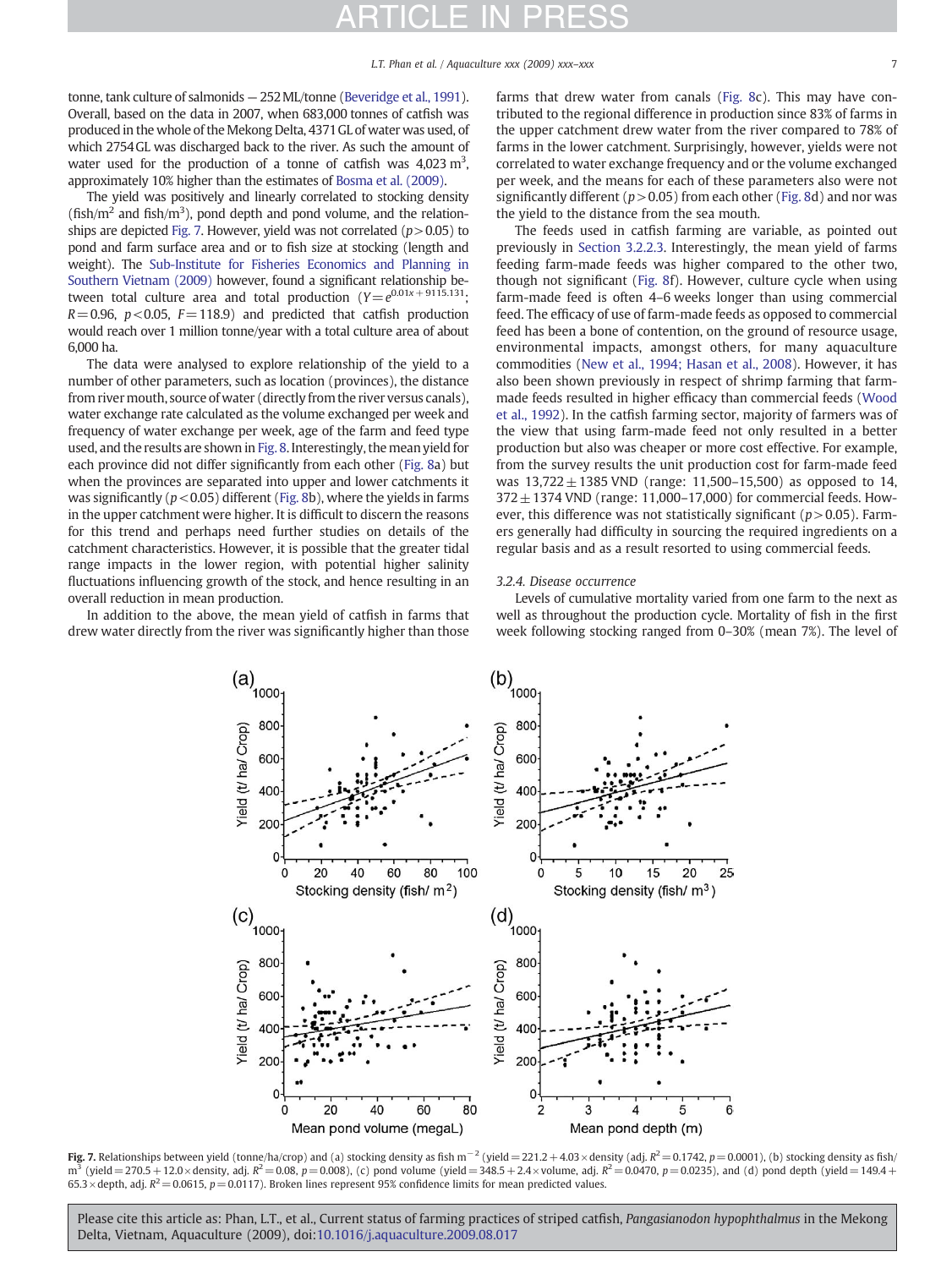tonne, tank culture of salmonids — 252 ML/tonne (Beveridge et al., 1991). Overall, based on the data in 2007, when 683,000 tonnes of catfish was produced in the whole of the Mekong Delta, 4371 GL of water was used, of which 2754 GL was discharged back to the river. As such the amount of water used for the production of a tonne of catfish was 4,023 $m^3$, approximately 10% higher than the estimates of Bosma et al. (2009).

The yield was positively and linearly correlated to stocking density (fish/$m^2$ and fish/$m^3$), pond depth and pond volume, and the relationships are depicted Fig. 7. However, yield was not correlated ($p>0.05$) to pond and farm surface area and or to fish size at stocking (length and weight). The Sub-Institute for Fisheries Economics and Planning in Southern Vietnam (2009) however, found a significant relationship between total culture area and total production ($Y = e^{0.01x + 9115.131}$; $R = 0.96$, $p<0.05$, $F = 118.9$) and predicted that catfish production would reach over 1 million tonne/year with a total culture area of about 6,000 ha.

The data were analysed to explore relationship of the yield to a number of other parameters, such as location (provinces), the distance from river mouth, source of water (directly from the river versus canals), water exchange rate calculated as the volume exchanged per week and frequency of water exchange per week, age of the farm and feed type used, and the results are shown in Fig. 8. Interestingly, the mean yield for each province did not differ significantly from each other (Fig. 8a) but when the provinces are separated into upper and lower catchments it was significantly ($p<0.05$) different (Fig. 8b), where the yields in farms in the upper catchment were higher. It is difficult to discern the reasons for this trend and perhaps need further studies on details of the catchment characteristics. However, it is possible that the greater tidal range impacts in the lower region, with potential higher salinity fluctuations influencing growth of the stock, and hence resulting in an overall reduction in mean production.

In addition to the above, the mean yield of catfish in farms that drew water directly from the river was significantly higher than those farms that drew water from canals (Fig. 8c). This may have contributed to the regional difference in production since 83% of farms in the upper catchment drew water from the river compared to 78% of farms in the lower catchment. Surprisingly, however, yields were not correlated to water exchange frequency and or the volume exchanged per week, and the means for each of these parameters also were not significantly different ($p>0.05$) from each other (Fig. 8d) and nor was the yield to the distance from the sea mouth.

The feeds used in catfish farming are variable, as pointed out previously in Section 3.2.2.3. Interestingly, the mean yield of farms feeding farm-made feeds was higher compared to the other two, though not significant (Fig. 8f). However, culture cycle when using farm-made feed is often 4–6 weeks longer than using commercial feed. The efficacy of use of farm-made feeds as opposed to commercial feed has been a bone of contention, on the ground of resource usage, environmental impacts, amongst others, for many aquaculture commodities (New et al., 1994; Hasan et al., 2008). However, it has also been shown previously in respect of shrimp farming that farm-made feeds resulted in higher efficacy than commercial feeds (Wood et al., 1992). In the catfish farming sector, majority of farmers was of the view that using farm-made feed not only resulted in a better production but also was cheaper or more cost effective. For example, from the survey results the unit production cost for farm-made feed was 13,722 ± 1385 VND (range: 11,500–15,500) as opposed to 14,372 ± 1374 VND (range: 11,000–17,000) for commercial feeds. However, this difference was not statistically significant ($p>0.05$). Farmers generally had difficulty in sourcing the required ingredients on a regular basis and as a result resorted to using commercial feeds.

### 3.2.4. Disease occurrence

Levels of cumulative mortality varied from one farm to the next as well as throughout the production cycle. Mortality of fish in the first week following stocking ranged from 0–30% (mean 7%). The level of

**Fig. 7.** Relationships between yield (tonne/ha/crop) and (a) stocking density as fish $m^{-2}$ (yield = 221.2 + 4.03 × density (adj. $R^2 = 0.1742$, $p = 0.0001$), (b) stocking density as fish/$m^3$ (yield = 270.5 + 12.0 × density, adj. $R^2 = 0.08$, $p = 0.008$), (c) pond volume (yield = 348.5 + 2.4 × volume, adj. $R^2 = 0.0470$, $p = 0.0235$), and (d) pond depth (yield = 149.4 + 65.3 × depth, adj. $R^2 = 0.0615$, $p = 0.0117$). Broken lines represent 95% confidence limits for mean predicted values.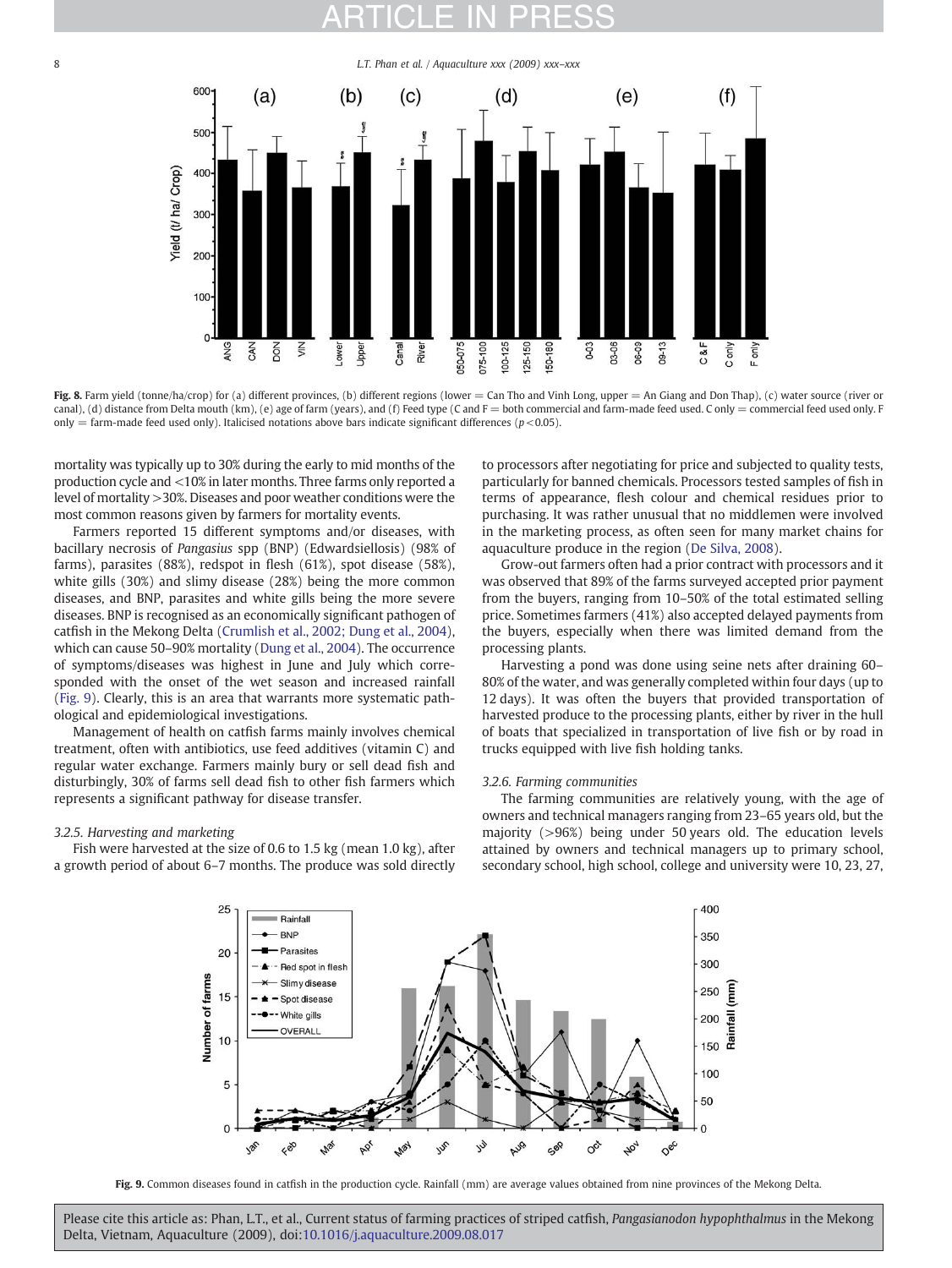**Fig. 8.** Farm yield (tonne/ha/crop) for (a) different provinces, (b) different regions (lower = Can Tho and Vinh Long, upper = An Giang and Don Thap), (c) water source (river or canal), (d) distance from Delta mouth (km), (e) age of farm (years), and (f) Feed type (C and F = both commercial and farm-made feed used. C only = commercial feed used only. F only = farm-made feed used only). Italicised notations above bars indicate significant differences ($p < 0.05$).

mortality was typically up to 30% during the early to mid months of the production cycle and <10% in later months. Three farms only reported a level of mortality >30%. Diseases and poor weather conditions were the most common reasons given by farmers for mortality events.

Farmers reported 15 different symptoms and/or diseases, with bacillary necrosis of *Pangasius* spp (BNP) (Edwardsiellosis) (98% of farms), parasites (88%), redspot in flesh (61%), spot disease (58%), white gills (30%) and slimy disease (28%) being the more common diseases, and BNP, parasites and white gills being the more severe diseases. BNP is recognised as an economically significant pathogen of catfish in the Mekong Delta (Crumlish et al., 2002; Dung et al., 2004), which can cause 50–90% mortality (Dung et al., 2004). The occurrence of symptoms/diseases was highest in June and July which corresponded with the onset of the wet season and increased rainfall (Fig. 9). Clearly, this is an area that warrants more systematic pathological and epidemiological investigations.

Management of health on catfish farms mainly involves chemical treatment, often with antibiotics, use feed additives (vitamin C) and regular water exchange. Farmers mainly bury or sell dead fish and disturbingly, 30% of farms sell dead fish to other fish farmers which represents a significant pathway for disease transfer.

### 3.2.5. Harvesting and marketing

Fish were harvested at the size of 0.6 to 1.5 kg (mean 1.0 kg), after a growth period of about 6–7 months. The produce was sold directly to processors after negotiating for price and subjected to quality tests, particularly for banned chemicals. Processors tested samples of fish in terms of appearance, flesh colour and chemical residues prior to purchasing. It was rather unusual that no middlemen were involved in the marketing process, as often seen for many market chains for aquaculture produce in the region (De Silva, 2008).

Grow-out farmers often had a prior contract with processors and it was observed that 89% of the farms surveyed accepted prior payment from the buyers, ranging from 10–50% of the total estimated selling price. Sometimes farmers (41%) also accepted delayed payments from the buyers, especially when there was limited demand from the processing plants.

Harvesting a pond was done using seine nets after draining 60–80% of the water, and was generally completed within four days (up to 12 days). It was often the buyers that provided transportation of harvested produce to the processing plants, either by river in the hull of boats that specialized in transportation of live fish or by road in trucks equipped with live fish holding tanks.

### 3.2.6. Farming communities

The farming communities are relatively young, with the age of owners and technical managers ranging from 23–65 years old, but the majority (>96%) being under 50 years old. The education levels attained by owners and technical managers up to primary school, secondary school, high school, college and university were 10, 23, 27,

**Fig. 9.** Common diseases found in catfish in the production cycle. Rainfall (mm) are average values obtained from nine provinces of the Mekong Delta.

Please cite this article as: Phan, L.T., et al., Current status of farming practices of striped catfish, *Pangasianodon hypophthalmus* in the Mekong Delta, Vietnam, Aquaculture (2009), doi:10.1016/j.aquaculture.2009.08.017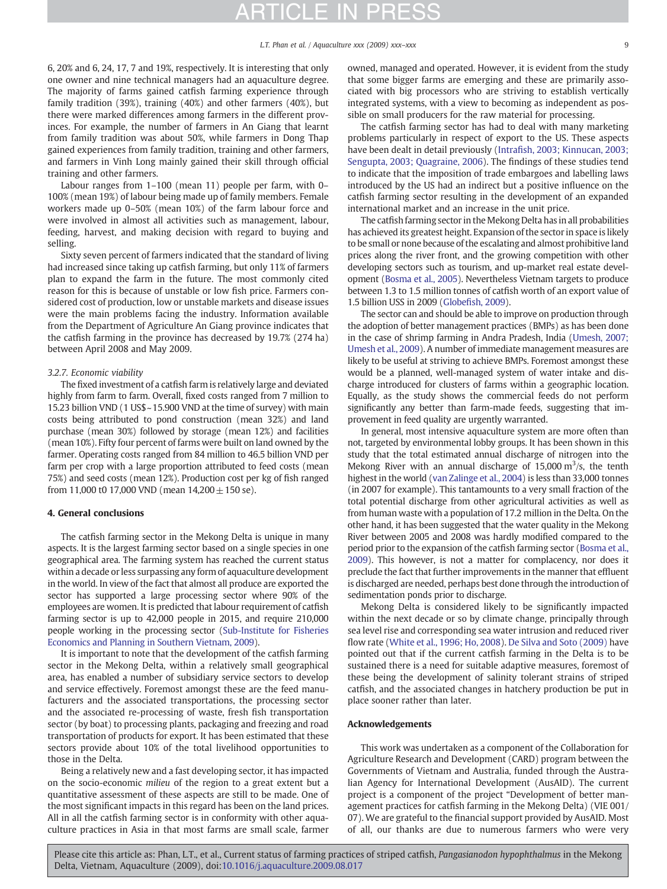6, 20% and 6, 24, 17, 7 and 19%, respectively. It is interesting that only one owner and nine technical managers had an aquaculture degree. The majority of farms gained catfish farming experience through family tradition (39%), training (40%) and other farmers (40%), but there were marked differences among farmers in the different provinces. For example, the number of farmers in An Giang that learnt from family tradition was about 50%, while farmers in Dong Thap gained experiences from family tradition, training and other farmers, and farmers in Vinh Long mainly gained their skill through official training and other farmers.

Labour ranges from 1–100 (mean 11) people per farm, with 0–100% (mean 19%) of labour being made up of family members. Female workers made up 0–50% (mean 10%) of the farm labour force and were involved in almost all activities such as management, labour, feeding, harvest, and making decision with regard to buying and selling.

Sixty seven percent of farmers indicated that the standard of living had increased since taking up catfish farming, but only 11% of farmers plan to expand the farm in the future. The most commonly cited reason for this is because of unstable or low fish price. Farmers considered cost of production, low or unstable markets and disease issues were the main problems facing the industry. Information available from the Department of Agriculture An Giang province indicates that the catfish farming in the province has decreased by 19.7% (274 ha) between April 2008 and May 2009.

*3.2.7. Economic viability*

The fixed investment of a catfish farm is relatively large and deviated highly from farm to farm. Overall, fixed costs ranged from 7 million to 15.23 billion VND (1 US$ ~ 15.900 VND at the time of survey) with main costs being attributed to pond construction (mean 32%) and land purchase (mean 30%) followed by storage (mean 12%) and facilities (mean 10%). Fifty four percent of farms were built on land owned by the farmer. Operating costs ranged from 84 million to 46.5 billion VND per farm per crop with a large proportion attributed to feed costs (mean 75%) and seed costs (mean 12%). Production cost per kg of fish ranged from 11,000 t0 17,000 VND (mean 14,200 ± 150 se).

## 4. General conclusions

The catfish farming sector in the Mekong Delta is unique in many aspects. It is the largest farming sector based on a single species in one geographical area. The farming system has reached the current status within a decade or less surpassing any form of aquaculture development in the world. In view of the fact that almost all produce are exported the sector has supported a large processing sector where 90% of the employees are women. It is predicted that labour requirement of catfish farming sector is up to 42,000 people in 2015, and require 210,000 people working in the processing sector (Sub-Institute for Fisheries Economics and Planning in Southern Vietnam, 2009).

It is important to note that the development of the catfish farming sector in the Mekong Delta, within a relatively small geographical area, has enabled a number of subsidiary service sectors to develop and service effectively. Foremost amongst these are the feed manufacturers and the associated transportations, the processing sector and the associated re-processing of waste, fresh fish transportation sector (by boat) to processing plants, packaging and freezing and road transportation of products for export. It has been estimated that these sectors provide about 10% of the total livelihood opportunities to those in the Delta.

Being a relatively new and a fast developing sector, it has impacted on the socio-economic *milieu* of the region to a great extent but a quantitative assessment of these aspects are still to be made. One of the most significant impacts in this regard has been on the land prices. All in all the catfish farming sector is in conformity with other aquaculture practices in Asia in that most farms are small scale, farmer owned, managed and operated. However, it is evident from the study that some bigger farms are emerging and these are primarily associated with big processors who are striving to establish vertically integrated systems, with a view to becoming as independent as possible on small producers for the raw material for processing.

The catfish farming sector has had to deal with many marketing problems particularly in respect of export to the US. These aspects have been dealt in detail previously (Intrafish, 2003; Kinnucan, 2003; Sengupta, 2003; Quagraine, 2006). The findings of these studies tend to indicate that the imposition of trade embargoes and labelling laws introduced by the US had an indirect but a positive influence on the catfish farming sector resulting in the development of an expanded international market and an increase in the unit price.

The catfish farming sector in the Mekong Delta has in all probabilities has achieved its greatest height. Expansion of the sector in space is likely to be small or none because of the escalating and almost prohibitive land prices along the river front, and the growing competition with other developing sectors such as tourism, and up-market real estate development (Bosma et al., 2005). Nevertheless Vietnam targets to produce between 1.3 to 1.5 million tonnes of catfish worth of an export value of 1.5 billion USS in 2009 (Globefish, 2009).

The sector can and should be able to improve on production through the adoption of better management practices (BMPs) as has been done in the case of shrimp farming in Andra Pradesh, India (Umesh, 2007; Umesh et al., 2009). A number of immediate management measures are likely to be useful at striving to achieve BMPs. Foremost amongst these would be a planned, well-managed system of water intake and discharge introduced for clusters of farms within a geographic location. Equally, as the study shows the commercial feeds do not perform significantly any better than farm-made feeds, suggesting that improvement in feed quality are urgently warranted.

In general, most intensive aquaculture system are more often than not, targeted by environmental lobby groups. It has been shown in this study that the total estimated annual discharge of nitrogen into the Mekong River with an annual discharge of 15,000 $m^3$/s, the tenth highest in the world (van Zalinge et al., 2004) is less than 33,000 tonnes (in 2007 for example). This tantamounts to a very small fraction of the total potential discharge from other agricultural activities as well as from human waste with a population of 17.2 million in the Delta. On the other hand, it has been suggested that the water quality in the Mekong River between 2005 and 2008 was hardly modified compared to the period prior to the expansion of the catfish farming sector (Bosma et al., 2009). This however, is not a matter for complacency, nor does it preclude the fact that further improvements in the manner that effluent is discharged are needed, perhaps best done through the introduction of sedimentation ponds prior to discharge.

Mekong Delta is considered likely to be significantly impacted within the next decade or so by climate change, principally through sea level rise and corresponding sea water intrusion and reduced river flow rate (White et al., 1996; Ho, 2008). De Silva and Soto (2009) have pointed out that if the current catfish farming in the Delta is to be sustained there is a need for suitable adaptive measures, foremost of these being the development of salinity tolerant strains of striped catfish, and the associated changes in hatchery production be put in place sooner rather than later.

## Acknowledgements

This work was undertaken as a component of the Collaboration for Agriculture Research and Development (CARD) program between the Governments of Vietnam and Australia, funded through the Australian Agency for International Development (AusAID). The current project is a component of the project "Development of better management practices for catfish farming in the Mekong Delta) (VIE 001/07). We are grateful to the financial support provided by AusAID. Most of all, our thanks are due to numerous farmers who were very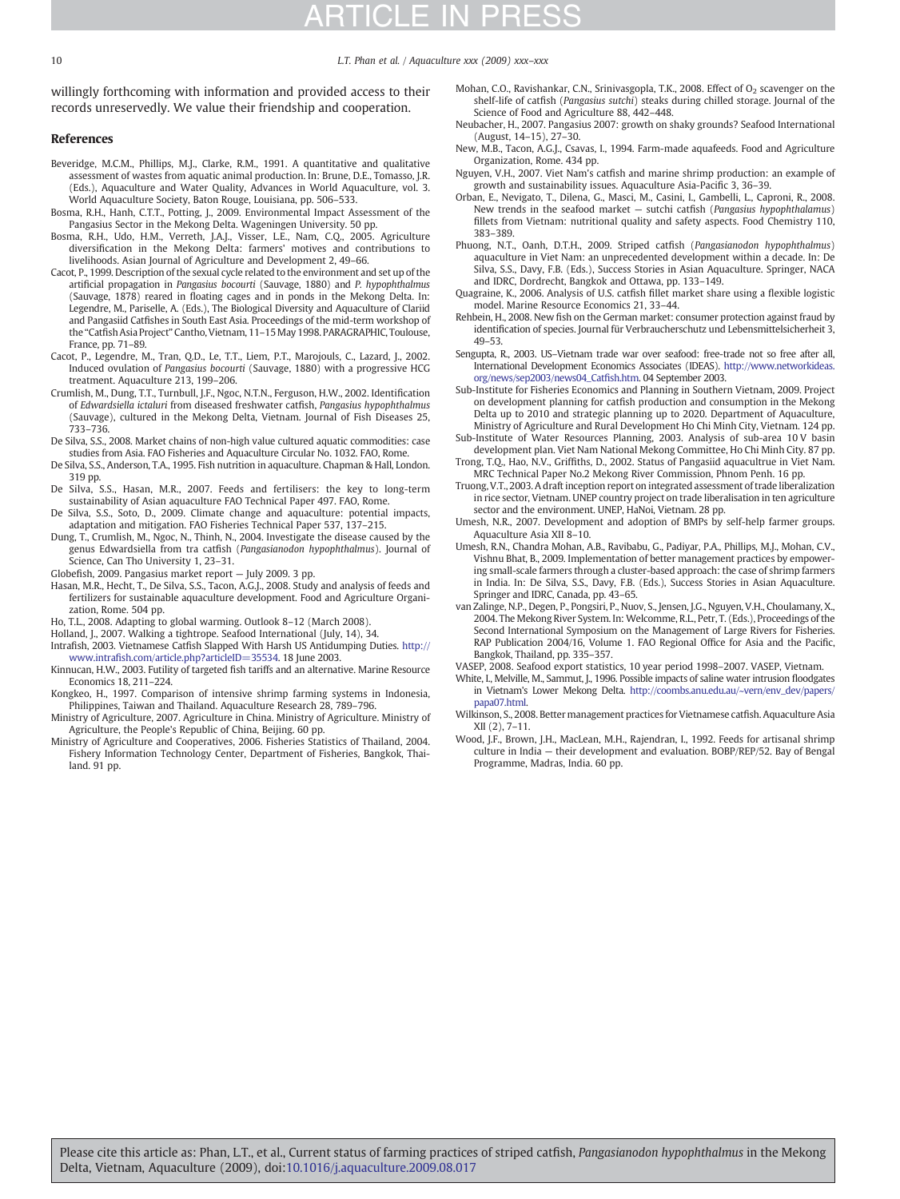willingly forthcoming with information and provided access to their records unreservedly. We value their friendship and cooperation.

## References

Beveridge, M.C.M., Phillips, M.J., Clarke, R.M., 1991. A quantitative and qualitative assessment of wastes from aquatic animal production. In: Brune, D.E., Tomasso, J.R. (Eds.), Aquaculture and Water Quality, Advances in World Aquaculture, vol. 3. World Aquaculture Society, Baton Rouge, Louisiana, pp. 506–533.

Bosma, R.H., Hanh, C.T.T., Potting, J., 2009. Environmental Impact Assessment of the Pangasius Sector in the Mekong Delta. Wageningen University. 50 pp.

Bosma, R.H., Udo, H.M., Verreth, J.A.J., Visser, L.E., Nam, C.Q., 2005. Agriculture diversification in the Mekong Delta: farmers' motives and contributions to livelihoods. Asian Journal of Agriculture and Development 2, 49–66.

Cacot, P., 1999. Description of the sexual cycle related to the environment and set up of the artificial propagation in *Pangasius bocourti* (Sauvage, 1880) and *P. hypophthalmus* (Sauvage, 1878) reared in floating cages and in ponds in the Mekong Delta. In: Legendre, M., Pariselle, A. (Eds.), The Biological Diversity and Aquaculture of Clariid and Pangasiid Catfishes in South East Asia. Proceedings of the mid-term workshop of the "Catfish Asia Project" Cantho, Vietnam, 11–15 May 1998. PARAGRAPHIC, Toulouse, France, pp. 71–89.

Cacot, P., Legendre, M., Tran, Q.D., Le, T.T., Liem, P.T., Marojouls, C., Lazard, J., 2002. Induced ovulation of *Pangasius bocourti* (Sauvage, 1880) with a progressive HCG treatment. Aquaculture 213, 199–206.

Crumlish, M., Dung, T.T., Turnbull, J.F., Ngoc, N.T.N., Ferguson, H.W., 2002. Identification of *Edwardsiella ictaluri* from diseased freshwater catfish, *Pangasius hypophthalmus* (Sauvage), cultured in the Mekong Delta, Vietnam. Journal of Fish Diseases 25, 733–736.

De Silva, S.S., 2008. Market chains of non-high value cultured aquatic commodities: case studies from Asia. FAO Fisheries and Aquaculture Circular No. 1032. FAO, Rome.

De Silva, S.S., Anderson, T.A., 1995. Fish nutrition in aquaculture. Chapman & Hall, London. 319 pp.

De Silva, S.S., Hasan, M.R., 2007. Feeds and fertilisers: the key to long-term sustainability of Asian aquaculture FAO Technical Paper 497. FAO, Rome.

De Silva, S.S., Soto, D., 2009. Climate change and aquaculture: potential impacts, adaptation and mitigation. FAO Fisheries Technical Paper 537, 137–215.

Dung, T., Crumlish, M., Ngoc, N., Thinh, N., 2004. Investigate the disease caused by the genus Edwardsiella from tra catfish (*Pangasianodon hypophthalmus*). Journal of Science, Can Tho University 1, 23–31.

Globefish, 2009. Pangasius market report — July 2009. 3 pp.

Hasan, M.R., Hecht, T., De Silva, S.S., Tacon, A.G.J., 2008. Study and analysis of feeds and fertilizers for sustainable aquaculture development. Food and Agriculture Organization, Rome. 504 pp.

Ho, T.L., 2008. Adapting to global warming. Outlook 8–12 (March 2008).

Holland, J., 2007. Walking a tightrope. Seafood International (July, 14), 34.

Intrafish, 2003. Vietnamese Catfish Slapped With Harsh US Antidumping Duties. http://www.intrafish.com/article.php?articleID=35534. 18 June 2003.

Kinnucan, H.W., 2003. Futility of targeted fish tariffs and an alternative. Marine Resource Economics 18, 211–224.

Kongkeo, H., 1997. Comparison of intensive shrimp farming systems in Indonesia, Philippines, Taiwan and Thailand. Aquaculture Research 28, 789–796.

Ministry of Agriculture, 2007. Agriculture in China. Ministry of Agriculture. Ministry of Agriculture, the People's Republic of China, Beijing. 60 pp.

Ministry of Agriculture and Cooperatives, 2006. Fisheries Statistics of Thailand, 2004. Fishery Information Technology Center, Department of Fisheries, Bangkok, Thailand. 91 pp.

Mohan, C.O., Ravishankar, C.N., Srinivasgopla, T.K., 2008. Effect of $O_2$ scavenger on the shelf-life of catfish (*Pangasius sutchi*) steaks during chilled storage. Journal of the Science of Food and Agriculture 88, 442–448.

Neubacher, H., 2007. Pangasius 2007: growth on shaky grounds? Seafood International (August, 14–15), 27–30.

New, M.B., Tacon, A.G.J., Csavas, I., 1994. Farm-made aquafeeds. Food and Agriculture Organization, Rome. 434 pp.

Nguyen, V.H., 2007. Viet Nam's catfish and marine shrimp production: an example of growth and sustainability issues. Aquaculture Asia-Pacific 3, 36–39.

Orban, E., Nevigato, T., Dilena, G., Masci, M., Casini, I., Gambelli, L., Caproni, R., 2008. New trends in the seafood market — sutchi catfish (*Pangasius hypophthalamus*) fillets from Vietnam: nutritional quality and safety aspects. Food Chemistry 110, 383–389.

Phuong, N.T., Oanh, D.T.H., 2009. Striped catfish (*Pangasianodon hypophthalmus*) aquaculture in Viet Nam: an unprecedented development within a decade. In: De Silva, S.S., Davy, F.B. (Eds.), Success Stories in Asian Aquaculture. Springer, NACA and IDRC, Dordrecht, Bangkok and Ottawa, pp. 133–149.

Quagraine, K., 2006. Analysis of U.S. catfish fillet market share using a flexible logistic model. Marine Resource Economics 21, 33–44.

Rehbein, H., 2008. New fish on the German market: consumer protection against fraud by identification of species. Journal für Verbraucherschutz und Lebensmittelsicherheit 3, 49–53.

Sengupta, R., 2003. US–Vietnam trade war over seafood: free-trade not so free after all, International Development Economics Associates (IDEAS). http://www.networkideas.org/news/sep2003/news04_Catfish.htm. 04 September 2003.

Sub-Institute for Fisheries Economics and Planning in Southern Vietnam, 2009. Project on development planning for catfish production and consumption in the Mekong Delta up to 2010 and strategic planning up to 2020. Department of Aquaculture, Ministry of Agriculture and Rural Development Ho Chi Minh City, Vietnam. 124 pp.

Sub-Institute of Water Resources Planning, 2003. Analysis of sub-area 10 V basin development plan. Viet Nam National Mekong Committee, Ho Chi Minh City. 87 pp.

Trong, T.Q., Hao, N.V., Griffiths, D., 2002. Status of Pangasiid aquacultrue in Viet Nam. MRC Technical Paper No.2 Mekong River Commission, Phnom Penh. 16 pp.

Truong, V.T., 2003. A draft inception report on integrated assessment of trade liberalization in rice sector, Vietnam. UNEP country project on trade liberalisation in ten agriculture sector and the environment. UNEP, HaNoi, Vietnam. 28 pp.

Umesh, N.R., 2007. Development and adoption of BMPs by self-help farmer groups. Aquaculture Asia XII 8–10.

Umesh, R.N., Chandra Mohan, A.B., Ravibabu, G., Padiyar, P.A., Phillips, M.J., Mohan, C.V., Vishnu Bhat, B., 2009. Implementation of better management practices by empowering small-scale farmers through a cluster-based approach: the case of shrimp farmers in India. In: De Silva, S.S., Davy, F.B. (Eds.), Success Stories in Asian Aquaculture. Springer and IDRC, Canada, pp. 43–65.

van Zalinge, N.P., Degen, P., Pongsiri, P., Nuov, S., Jensen, J.G., Nguyen, V.H., Choulamany, X., 2004. The Mekong River System. In: Welcomme, R.L., Petr, T. (Eds.), Proceedings of the Second International Symposium on the Management of Large Rivers for Fisheries. RAP Publication 2004/16, Volume 1. FAO Regional Office for Asia and the Pacific, Bangkok, Thailand, pp. 335–357.

VASEP, 2008. Seafood export statistics, 10 year period 1998–2007. VASEP, Vietnam.

White, I., Melville, M., Sammut, J., 1996. Possible impacts of saline water intrusion floodgates in Vietnam's Lower Mekong Delta. http://coombs.anu.edu.au/~vern/env_dev/papers/papa07.html.

Wilkinson, S., 2008. Better management practices for Vietnamese catfish. Aquaculture Asia XII (2), 7–11.

Wood, J.F., Brown, J.H., MacLean, M.H., Rajendran, I., 1992. Feeds for artisanal shrimp culture in India — their development and evaluation. BOBP/REP/52. Bay of Bengal Programme, Madras, India. 60 pp.

Please cite this article as: Phan, L.T., et al., Current status of farming practices of striped catfish, *Pangasianodon hypophthalmus* in the Mekong Delta, Vietnam, Aquaculture (2009), doi:10.1016/j.aquaculture.2009.08.017